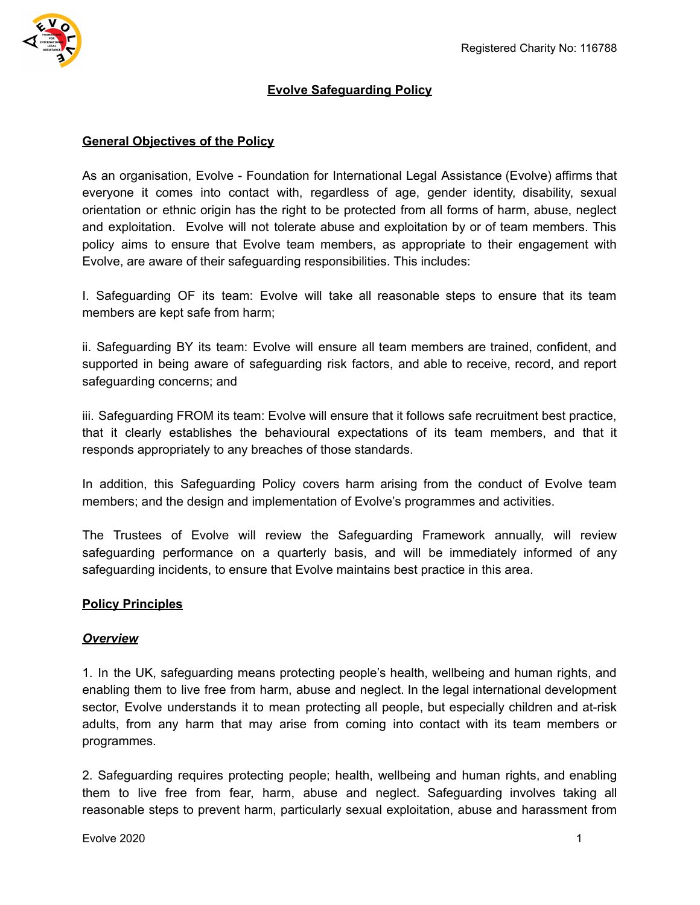Registered Charity No: 116788

# Evolve Safeguarding Policy

## General Objectives of the Policy

As an organisation, Evolve - Foundation for International Legal Assistance (Evolve) affirms that everyone it comes into contact with, regardless of age, gender identity, disability, sexual orientation or ethnic origin has the right to be protected from all forms of harm, abuse, neglect and exploitation. Evolve will not tolerate abuse and exploitation by or of team members. This policy aims to ensure that Evolve team members, as appropriate to their engagement with Evolve, are aware of their safeguarding responsibilities. This includes:

I. Safeguarding OF its team: Evolve will take all reasonable steps to ensure that its team members are kept safe from harm;

ii. Safeguarding BY its team: Evolve will ensure all team members are trained, confident, and supported in being aware of safeguarding risk factors, and able to receive, record, and report safeguarding concerns; and

iii. Safeguarding FROM its team: Evolve will ensure that it follows safe recruitment best practice, that it clearly establishes the behavioural expectations of its team members, and that it responds appropriately to any breaches of those standards.

In addition, this Safeguarding Policy covers harm arising from the conduct of Evolve team members; and the design and implementation of Evolve's programmes and activities.

The Trustees of Evolve will review the Safeguarding Framework annually, will review safeguarding performance on a quarterly basis, and will be immediately informed of any safeguarding incidents, to ensure that Evolve maintains best practice in this area.

## Policy Principles

### *Overview*

1. In the UK, safeguarding means protecting people's health, wellbeing and human rights, and enabling them to live free from harm, abuse and neglect. In the legal international development sector, Evolve understands it to mean protecting all people, but especially children and at-risk adults, from any harm that may arise from coming into contact with its team members or programmes.

2. Safeguarding requires protecting people; health, wellbeing and human rights, and enabling them to live free from fear, harm, abuse and neglect. Safeguarding involves taking all reasonable steps to prevent harm, particularly sexual exploitation, abuse and harassment from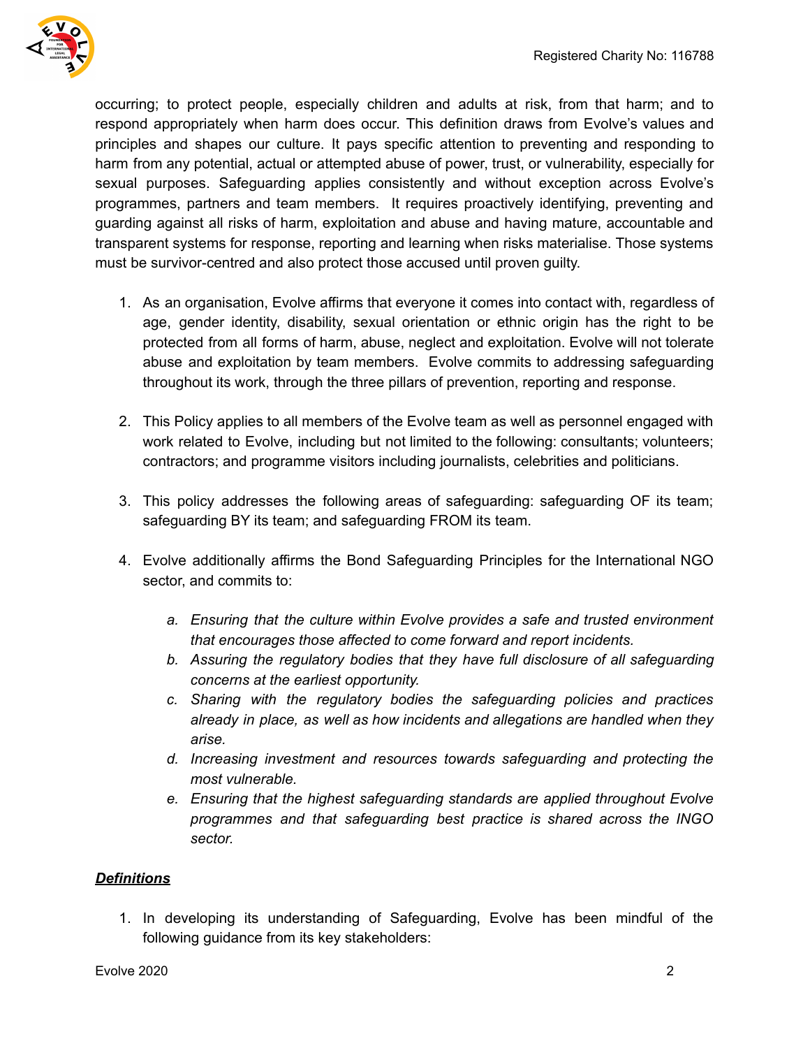occurring; to protect people, especially children and adults at risk, from that harm; and to respond appropriately when harm does occur. This definition draws from Evolve's values and principles and shapes our culture. It pays specific attention to preventing and responding to harm from any potential, actual or attempted abuse of power, trust, or vulnerability, especially for sexual purposes. Safeguarding applies consistently and without exception across Evolve's programmes, partners and team members. It requires proactively identifying, preventing and guarding against all risks of harm, exploitation and abuse and having mature, accountable and transparent systems for response, reporting and learning when risks materialise. Those systems must be survivor-centred and also protect those accused until proven guilty.

1. As an organisation, Evolve affirms that everyone it comes into contact with, regardless of age, gender identity, disability, sexual orientation or ethnic origin has the right to be protected from all forms of harm, abuse, neglect and exploitation. Evolve will not tolerate abuse and exploitation by team members. Evolve commits to addressing safeguarding throughout its work, through the three pillars of prevention, reporting and response.

2. This Policy applies to all members of the Evolve team as well as personnel engaged with work related to Evolve, including but not limited to the following: consultants; volunteers; contractors; and programme visitors including journalists, celebrities and politicians.

3. This policy addresses the following areas of safeguarding: safeguarding OF its team; safeguarding BY its team; and safeguarding FROM its team.

4. Evolve additionally affirms the Bond Safeguarding Principles for the International NGO sector, and commits to:

    a. *Ensuring that the culture within Evolve provides a safe and trusted environment that encourages those affected to come forward and report incidents.*
    b. *Assuring the regulatory bodies that they have full disclosure of all safeguarding concerns at the earliest opportunity.*
    c. *Sharing with the regulatory bodies the safeguarding policies and practices already in place, as well as how incidents and allegations are handled when they arise.*
    d. *Increasing investment and resources towards safeguarding and protecting the most vulnerable.*
    e. *Ensuring that the highest safeguarding standards are applied throughout Evolve programmes and that safeguarding best practice is shared across the INGO sector.*

***Definitions***

1. In developing its understanding of Safeguarding, Evolve has been mindful of the following guidance from its key stakeholders: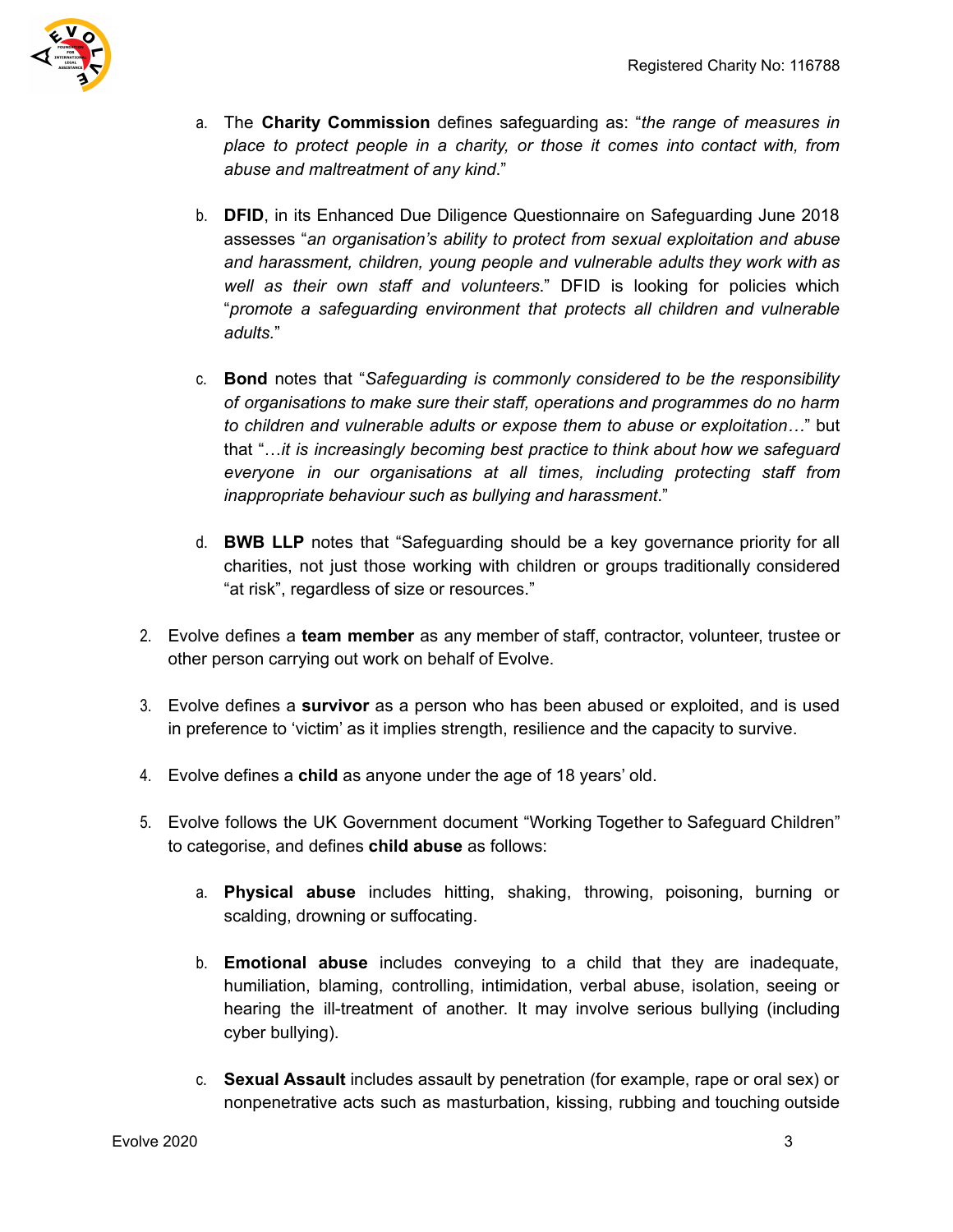a. The **Charity Commission** defines safeguarding as: "*the range of measures in place to protect people in a charity, or those it comes into contact with, from abuse and maltreatment of any kind*."

b. **DFID**, in its Enhanced Due Diligence Questionnaire on Safeguarding June 2018 assesses "*an organisation's ability to protect from sexual exploitation and abuse and harassment, children, young people and vulnerable adults they work with as well as their own staff and volunteers*." DFID is looking for policies which "*promote a safeguarding environment that protects all children and vulnerable adults.*"

c. **Bond** notes that "*Safeguarding is commonly considered to be the responsibility of organisations to make sure their staff, operations and programmes do no harm to children and vulnerable adults or expose them to abuse or exploitation…*" but that "*…it is increasingly becoming best practice to think about how we safeguard everyone in our organisations at all times, including protecting staff from inappropriate behaviour such as bullying and harassment*."

d. **BWB LLP** notes that "Safeguarding should be a key governance priority for all charities, not just those working with children or groups traditionally considered "at risk", regardless of size or resources."

2. Evolve defines a **team member** as any member of staff, contractor, volunteer, trustee or other person carrying out work on behalf of Evolve.

3. Evolve defines a **survivor** as a person who has been abused or exploited, and is used in preference to 'victim' as it implies strength, resilience and the capacity to survive.

4. Evolve defines a **child** as anyone under the age of 18 years' old.

5. Evolve follows the UK Government document "Working Together to Safeguard Children" to categorise, and defines **child abuse** as follows:

    a. **Physical abuse** includes hitting, shaking, throwing, poisoning, burning or scalding, drowning or suffocating.

    b. **Emotional abuse** includes conveying to a child that they are inadequate, humiliation, blaming, controlling, intimidation, verbal abuse, isolation, seeing or hearing the ill-treatment of another. It may involve serious bullying (including cyber bullying).

    c. **Sexual Assault** includes assault by penetration (for example, rape or oral sex) or nonpenetrative acts such as masturbation, kissing, rubbing and touching outside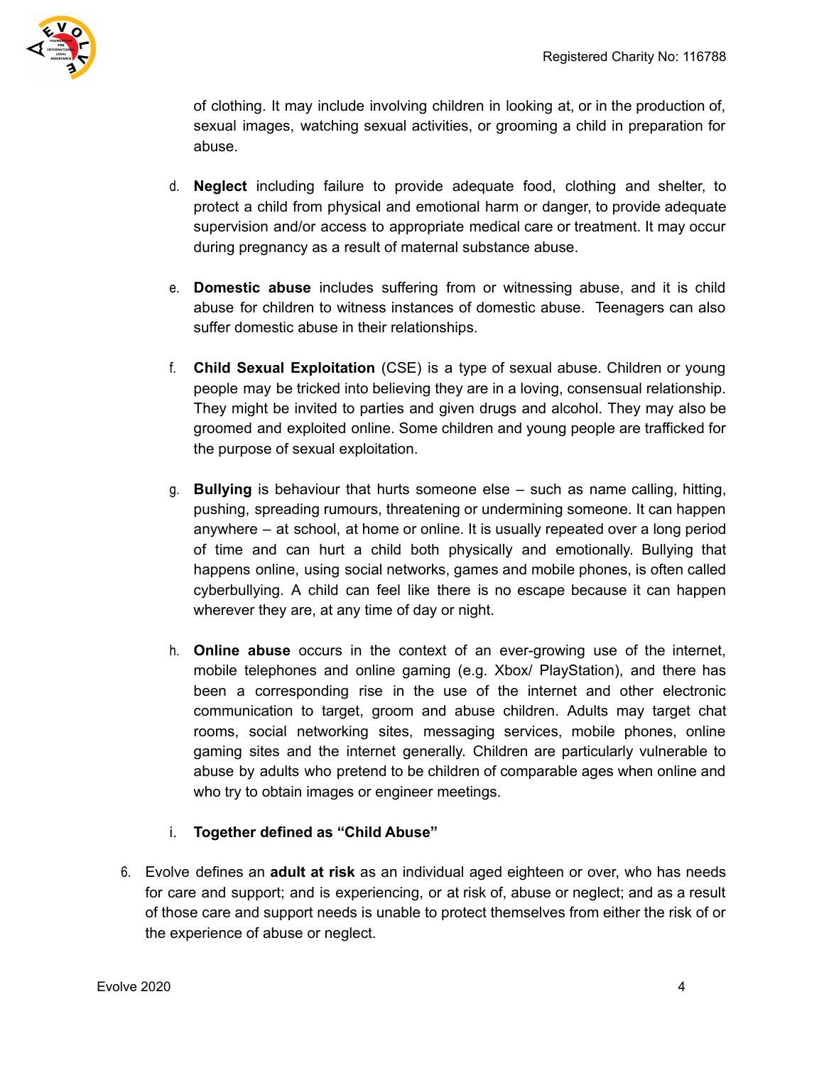of clothing. It may include involving children in looking at, or in the production of, sexual images, watching sexual activities, or grooming a child in preparation for abuse.

d. **Neglect** including failure to provide adequate food, clothing and shelter, to protect a child from physical and emotional harm or danger, to provide adequate supervision and/or access to appropriate medical care or treatment. It may occur during pregnancy as a result of maternal substance abuse.

e. **Domestic abuse** includes suffering from or witnessing abuse, and it is child abuse for children to witness instances of domestic abuse. Teenagers can also suffer domestic abuse in their relationships.

f. **Child Sexual Exploitation** (CSE) is a type of sexual abuse. Children or young people may be tricked into believing they are in a loving, consensual relationship. They might be invited to parties and given drugs and alcohol. They may also be groomed and exploited online. Some children and young people are trafficked for the purpose of sexual exploitation.

g. **Bullying** is behaviour that hurts someone else – such as name calling, hitting, pushing, spreading rumours, threatening or undermining someone. It can happen anywhere – at school, at home or online. It is usually repeated over a long period of time and can hurt a child both physically and emotionally. Bullying that happens online, using social networks, games and mobile phones, is often called cyberbullying. A child can feel like there is no escape because it can happen wherever they are, at any time of day or night.

h. **Online abuse** occurs in the context of an ever-growing use of the internet, mobile telephones and online gaming (e.g. Xbox/ PlayStation), and there has been a corresponding rise in the use of the internet and other electronic communication to target, groom and abuse children. Adults may target chat rooms, social networking sites, messaging services, mobile phones, online gaming sites and the internet generally. Children are particularly vulnerable to abuse by adults who pretend to be children of comparable ages when online and who try to obtain images or engineer meetings.

i. **Together defined as "Child Abuse"**

6. Evolve defines an **adult at risk** as an individual aged eighteen or over, who has needs for care and support; and is experiencing, or at risk of, abuse or neglect; and as a result of those care and support needs is unable to protect themselves from either the risk of or the experience of abuse or neglect.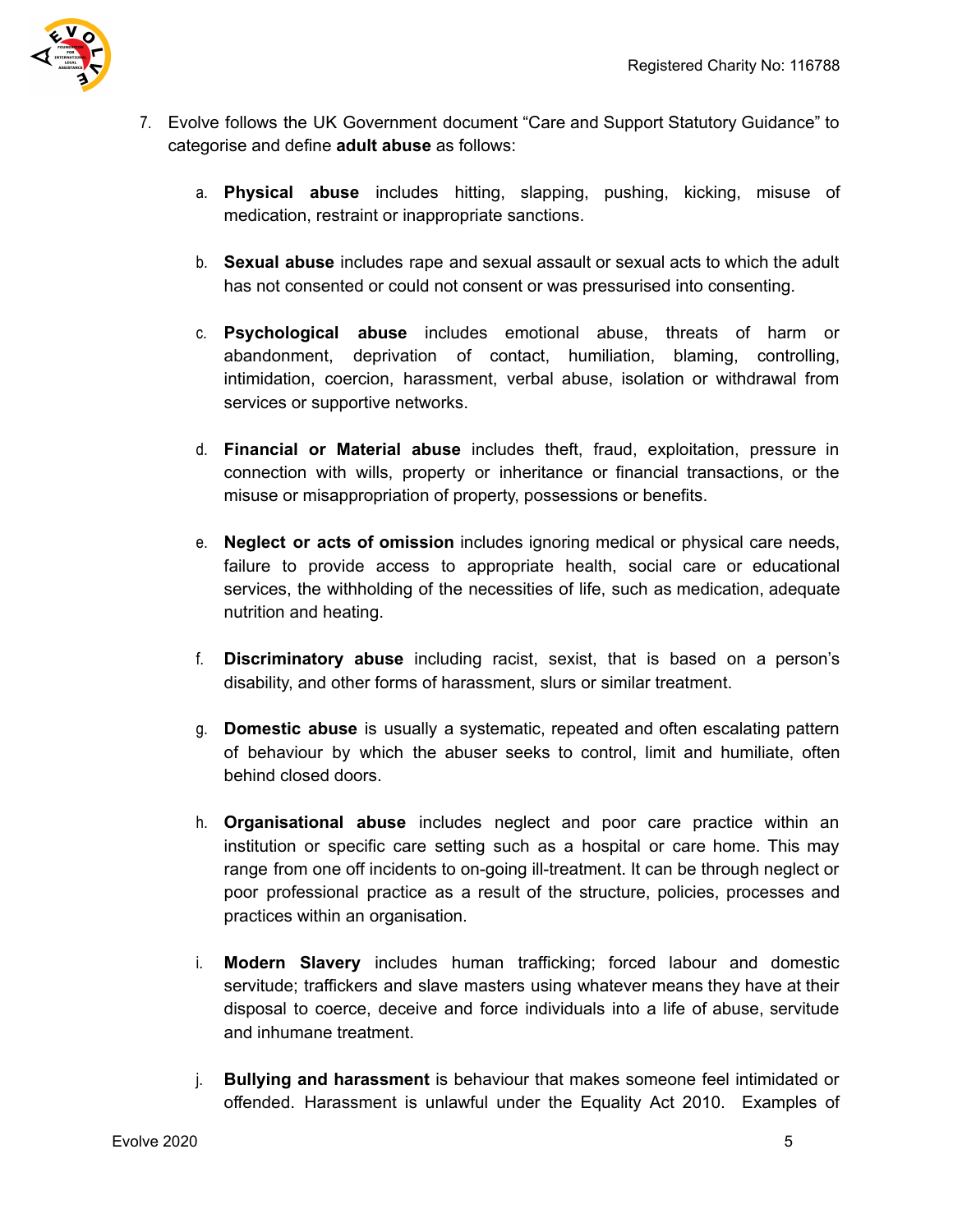7. Evolve follows the UK Government document "Care and Support Statutory Guidance" to categorise and define **adult abuse** as follows:

   a. **Physical abuse** includes hitting, slapping, pushing, kicking, misuse of medication, restraint or inappropriate sanctions.

   b. **Sexual abuse** includes rape and sexual assault or sexual acts to which the adult has not consented or could not consent or was pressurised into consenting.

   c. **Psychological abuse** includes emotional abuse, threats of harm or abandonment, deprivation of contact, humiliation, blaming, controlling, intimidation, coercion, harassment, verbal abuse, isolation or withdrawal from services or supportive networks.

   d. **Financial or Material abuse** includes theft, fraud, exploitation, pressure in connection with wills, property or inheritance or financial transactions, or the misuse or misappropriation of property, possessions or benefits.

   e. **Neglect or acts of omission** includes ignoring medical or physical care needs, failure to provide access to appropriate health, social care or educational services, the withholding of the necessities of life, such as medication, adequate nutrition and heating.

   f. **Discriminatory abuse** including racist, sexist, that is based on a person's disability, and other forms of harassment, slurs or similar treatment.

   g. **Domestic abuse** is usually a systematic, repeated and often escalating pattern of behaviour by which the abuser seeks to control, limit and humiliate, often behind closed doors.

   h. **Organisational abuse** includes neglect and poor care practice within an institution or specific care setting such as a hospital or care home. This may range from one off incidents to on-going ill-treatment. It can be through neglect or poor professional practice as a result of the structure, policies, processes and practices within an organisation.

   i. **Modern Slavery** includes human trafficking; forced labour and domestic servitude; traffickers and slave masters using whatever means they have at their disposal to coerce, deceive and force individuals into a life of abuse, servitude and inhumane treatment.

   j. **Bullying and harassment** is behaviour that makes someone feel intimidated or offended. Harassment is unlawful under the Equality Act 2010. Examples of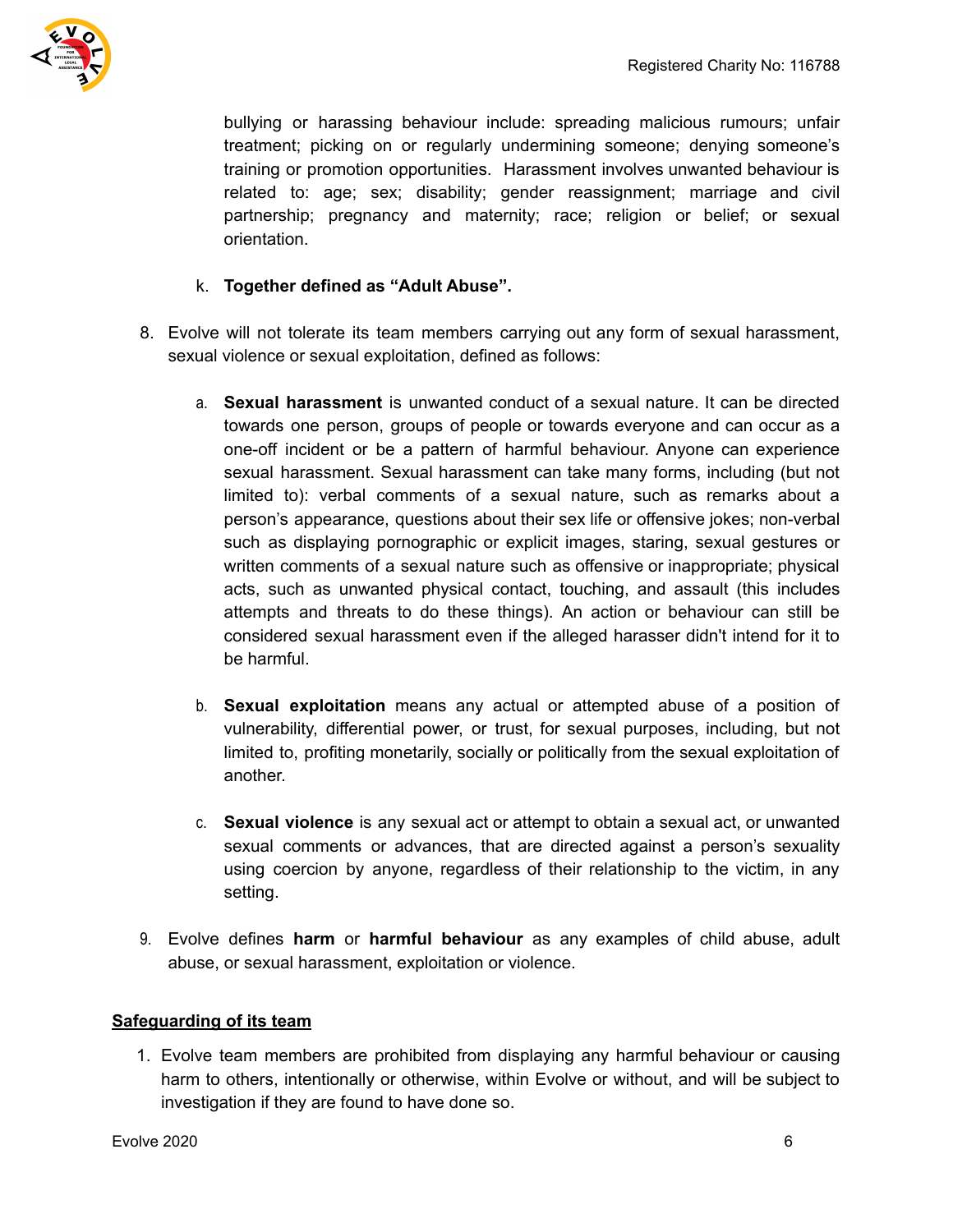bullying or harassing behaviour include: spreading malicious rumours; unfair treatment; picking on or regularly undermining someone; denying someone's training or promotion opportunities. Harassment involves unwanted behaviour is related to: age; sex; disability; gender reassignment; marriage and civil partnership; pregnancy and maternity; race; religion or belief; or sexual orientation.

k. **Together defined as "Adult Abuse".**

8. Evolve will not tolerate its team members carrying out any form of sexual harassment, sexual violence or sexual exploitation, defined as follows:

   a. **Sexual harassment** is unwanted conduct of a sexual nature. It can be directed towards one person, groups of people or towards everyone and can occur as a one-off incident or be a pattern of harmful behaviour. Anyone can experience sexual harassment. Sexual harassment can take many forms, including (but not limited to): verbal comments of a sexual nature, such as remarks about a person's appearance, questions about their sex life or offensive jokes; non-verbal such as displaying pornographic or explicit images, staring, sexual gestures or written comments of a sexual nature such as offensive or inappropriate; physical acts, such as unwanted physical contact, touching, and assault (this includes attempts and threats to do these things). An action or behaviour can still be considered sexual harassment even if the alleged harasser didn't intend for it to be harmful.

   b. **Sexual exploitation** means any actual or attempted abuse of a position of vulnerability, differential power, or trust, for sexual purposes, including, but not limited to, profiting monetarily, socially or politically from the sexual exploitation of another.

   c. **Sexual violence** is any sexual act or attempt to obtain a sexual act, or unwanted sexual comments or advances, that are directed against a person's sexuality using coercion by anyone, regardless of their relationship to the victim, in any setting.

9. Evolve defines **harm** or **harmful behaviour** as any examples of child abuse, adult abuse, or sexual harassment, exploitation or violence.

<u>**Safeguarding of its team**</u>

1. Evolve team members are prohibited from displaying any harmful behaviour or causing harm to others, intentionally or otherwise, within Evolve or without, and will be subject to investigation if they are found to have done so.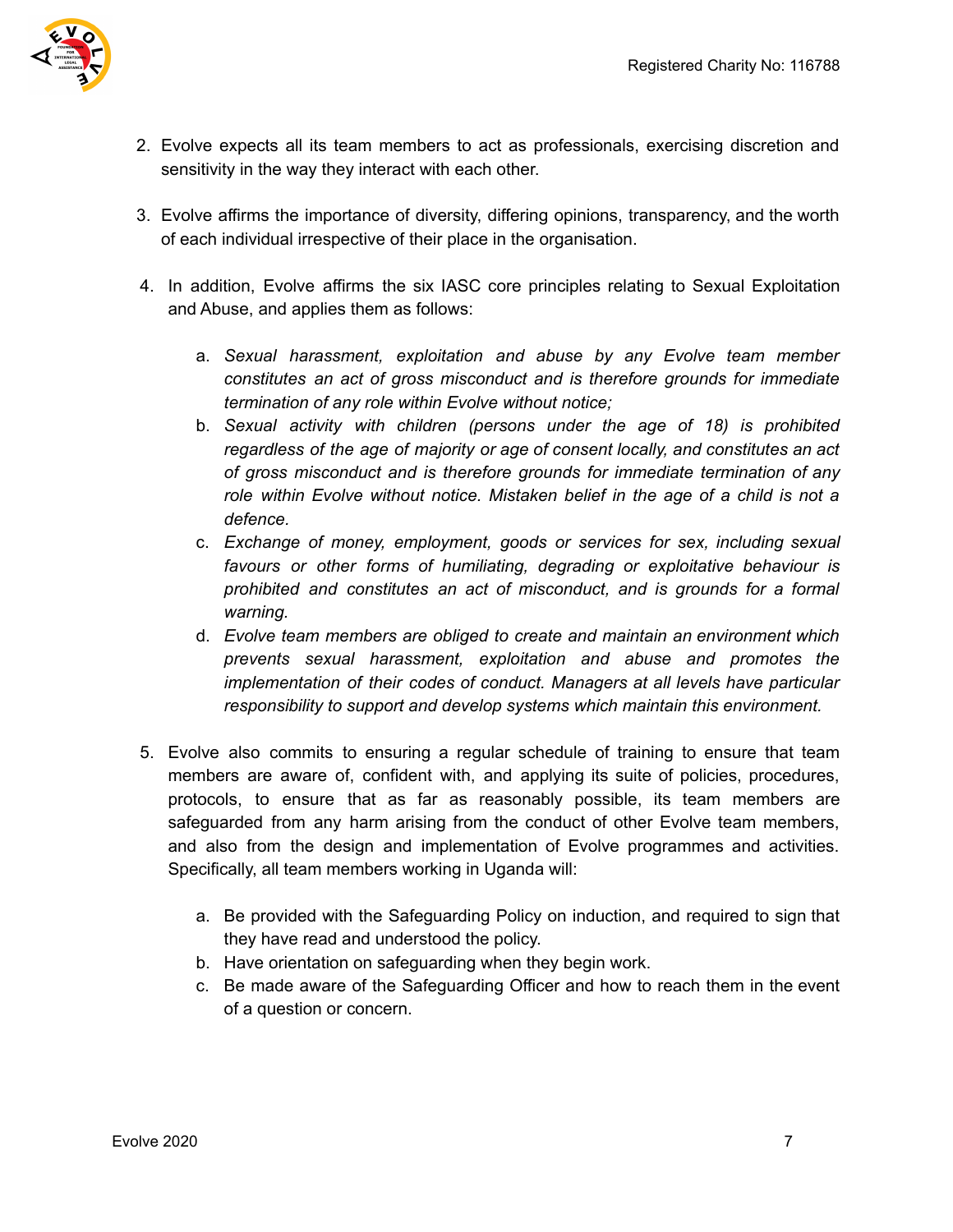2. Evolve expects all its team members to act as professionals, exercising discretion and sensitivity in the way they interact with each other.

3. Evolve affirms the importance of diversity, differing opinions, transparency, and the worth of each individual irrespective of their place in the organisation.

4. In addition, Evolve affirms the six IASC core principles relating to Sexual Exploitation and Abuse, and applies them as follows:

   a. *Sexual harassment, exploitation and abuse by any Evolve team member constitutes an act of gross misconduct and is therefore grounds for immediate termination of any role within Evolve without notice;*
   b. *Sexual activity with children (persons under the age of 18) is prohibited regardless of the age of majority or age of consent locally, and constitutes an act of gross misconduct and is therefore grounds for immediate termination of any role within Evolve without notice. Mistaken belief in the age of a child is not a defence.*
   c. *Exchange of money, employment, goods or services for sex, including sexual favours or other forms of humiliating, degrading or exploitative behaviour is prohibited and constitutes an act of misconduct, and is grounds for a formal warning.*
   d. *Evolve team members are obliged to create and maintain an environment which prevents sexual harassment, exploitation and abuse and promotes the implementation of their codes of conduct. Managers at all levels have particular responsibility to support and develop systems which maintain this environment.*

5. Evolve also commits to ensuring a regular schedule of training to ensure that team members are aware of, confident with, and applying its suite of policies, procedures, protocols, to ensure that as far as reasonably possible, its team members are safeguarded from any harm arising from the conduct of other Evolve team members, and also from the design and implementation of Evolve programmes and activities. Specifically, all team members working in Uganda will:

   a. Be provided with the Safeguarding Policy on induction, and required to sign that they have read and understood the policy.
   b. Have orientation on safeguarding when they begin work.
   c. Be made aware of the Safeguarding Officer and how to reach them in the event of a question or concern.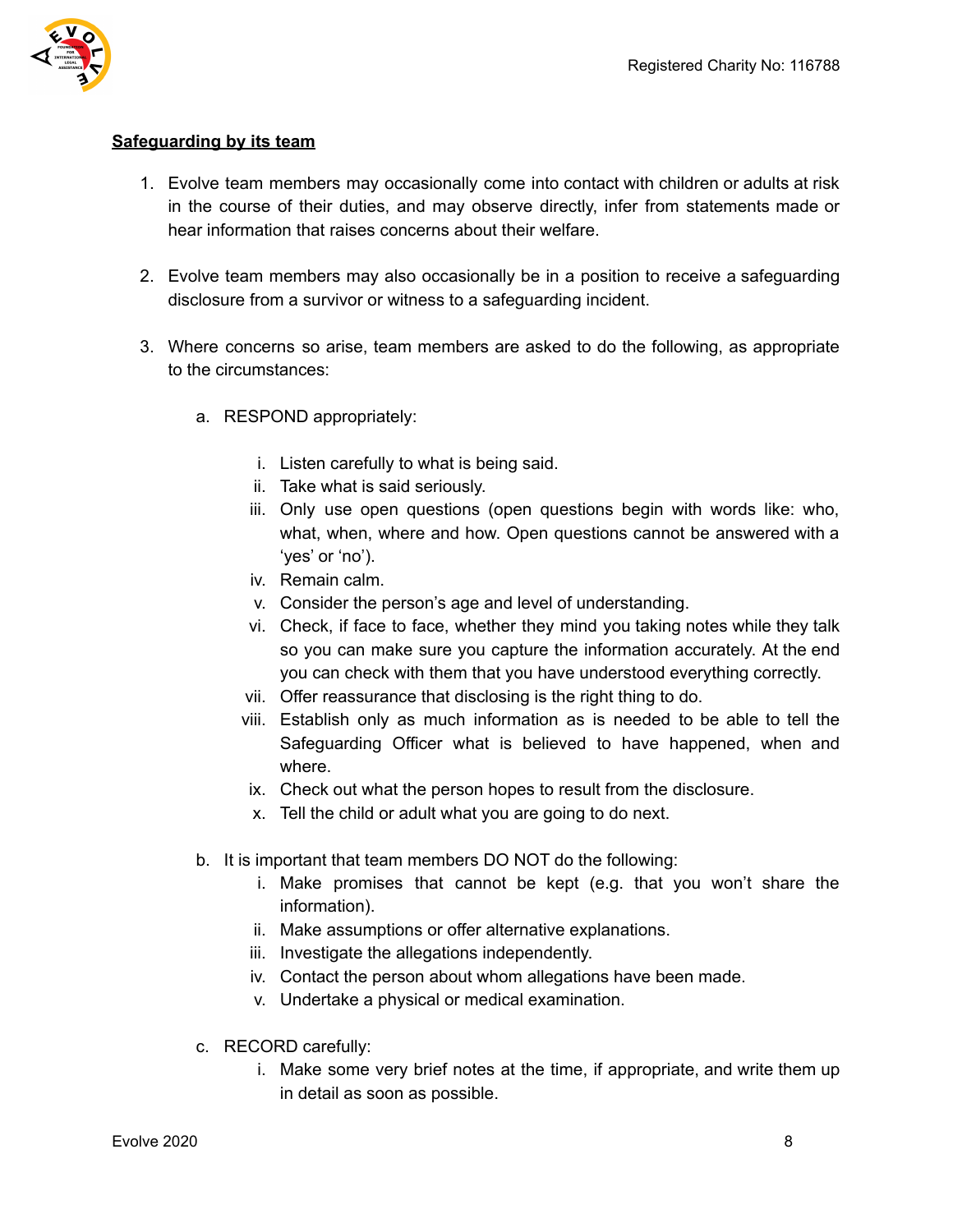**Safeguarding by its team**

1. Evolve team members may occasionally come into contact with children or adults at risk in the course of their duties, and may observe directly, infer from statements made or hear information that raises concerns about their welfare.

2. Evolve team members may also occasionally be in a position to receive a safeguarding disclosure from a survivor or witness to a safeguarding incident.

3. Where concerns so arise, team members are asked to do the following, as appropriate to the circumstances:

    a. RESPOND appropriately:

        i. Listen carefully to what is being said.
        ii. Take what is said seriously.
        iii. Only use open questions (open questions begin with words like: who, what, when, where and how. Open questions cannot be answered with a 'yes' or 'no').
        iv. Remain calm.
        v. Consider the person's age and level of understanding.
        vi. Check, if face to face, whether they mind you taking notes while they talk so you can make sure you capture the information accurately. At the end you can check with them that you have understood everything correctly.
        vii. Offer reassurance that disclosing is the right thing to do.
        viii. Establish only as much information as is needed to be able to tell the Safeguarding Officer what is believed to have happened, when and where.
        ix. Check out what the person hopes to result from the disclosure.
        x. Tell the child or adult what you are going to do next.

    b. It is important that team members DO NOT do the following:
        i. Make promises that cannot be kept (e.g. that you won't share the information).
        ii. Make assumptions or offer alternative explanations.
        iii. Investigate the allegations independently.
        iv. Contact the person about whom allegations have been made.
        v. Undertake a physical or medical examination.

    c. RECORD carefully:
        i. Make some very brief notes at the time, if appropriate, and write them up in detail as soon as possible.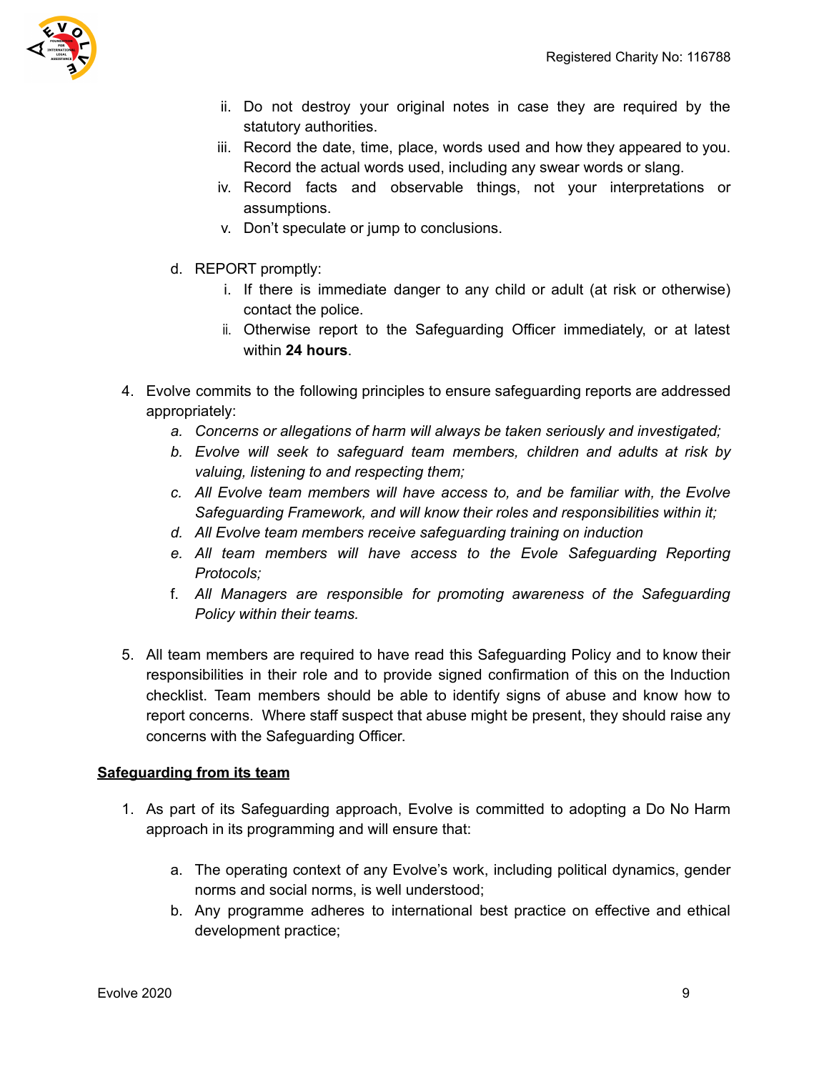ii. Do not destroy your original notes in case they are required by the statutory authorities.
    iii. Record the date, time, place, words used and how they appeared to you. Record the actual words used, including any swear words or slang.
    iv. Record facts and observable things, not your interpretations or assumptions.
    v. Don't speculate or jump to conclusions.

  d. REPORT promptly:
    i. If there is immediate danger to any child or adult (at risk or otherwise) contact the police.
    ii. Otherwise report to the Safeguarding Officer immediately, or at latest within **24 hours**.

4. Evolve commits to the following principles to ensure safeguarding reports are addressed appropriately:
    a. *Concerns or allegations of harm will always be taken seriously and investigated;*
    b. *Evolve will seek to safeguard team members, children and adults at risk by valuing, listening to and respecting them;*
    c. *All Evolve team members will have access to, and be familiar with, the Evolve Safeguarding Framework, and will know their roles and responsibilities within it;*
    d. *All Evolve team members receive safeguarding training on induction*
    e. *All team members will have access to the Evole Safeguarding Reporting Protocols;*
    f. *All Managers are responsible for promoting awareness of the Safeguarding Policy within their teams.*

5. All team members are required to have read this Safeguarding Policy and to know their responsibilities in their role and to provide signed confirmation of this on the Induction checklist. Team members should be able to identify signs of abuse and know how to report concerns. Where staff suspect that abuse might be present, they should raise any concerns with the Safeguarding Officer.

**Safeguarding from its team**

1. As part of its Safeguarding approach, Evolve is committed to adopting a Do No Harm approach in its programming and will ensure that:

    a. The operating context of any Evolve's work, including political dynamics, gender norms and social norms, is well understood;
    b. Any programme adheres to international best practice on effective and ethical development practice;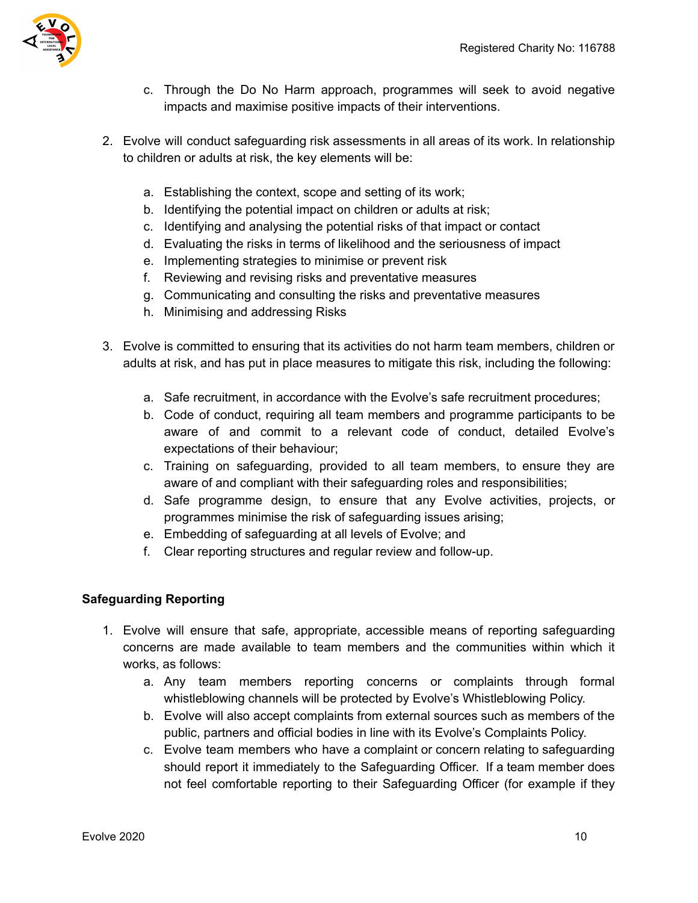c. Through the Do No Harm approach, programmes will seek to avoid negative impacts and maximise positive impacts of their interventions.

2. Evolve will conduct safeguarding risk assessments in all areas of its work. In relationship to children or adults at risk, the key elements will be:

   a. Establishing the context, scope and setting of its work;
   b. Identifying the potential impact on children or adults at risk;
   c. Identifying and analysing the potential risks of that impact or contact
   d. Evaluating the risks in terms of likelihood and the seriousness of impact
   e. Implementing strategies to minimise or prevent risk
   f. Reviewing and revising risks and preventative measures
   g. Communicating and consulting the risks and preventative measures
   h. Minimising and addressing Risks

3. Evolve is committed to ensuring that its activities do not harm team members, children or adults at risk, and has put in place measures to mitigate this risk, including the following:

   a. Safe recruitment, in accordance with the Evolve's safe recruitment procedures;
   b. Code of conduct, requiring all team members and programme participants to be aware of and commit to a relevant code of conduct, detailed Evolve's expectations of their behaviour;
   c. Training on safeguarding, provided to all team members, to ensure they are aware of and compliant with their safeguarding roles and responsibilities;
   d. Safe programme design, to ensure that any Evolve activities, projects, or programmes minimise the risk of safeguarding issues arising;
   e. Embedding of safeguarding at all levels of Evolve; and
   f. Clear reporting structures and regular review and follow-up.

**Safeguarding Reporting**

1. Evolve will ensure that safe, appropriate, accessible means of reporting safeguarding concerns are made available to team members and the communities within which it works, as follows:
   a. Any team members reporting concerns or complaints through formal whistleblowing channels will be protected by Evolve's Whistleblowing Policy.
   b. Evolve will also accept complaints from external sources such as members of the public, partners and official bodies in line with its Evolve's Complaints Policy.
   c. Evolve team members who have a complaint or concern relating to safeguarding should report it immediately to the Safeguarding Officer. If a team member does not feel comfortable reporting to their Safeguarding Officer (for example if they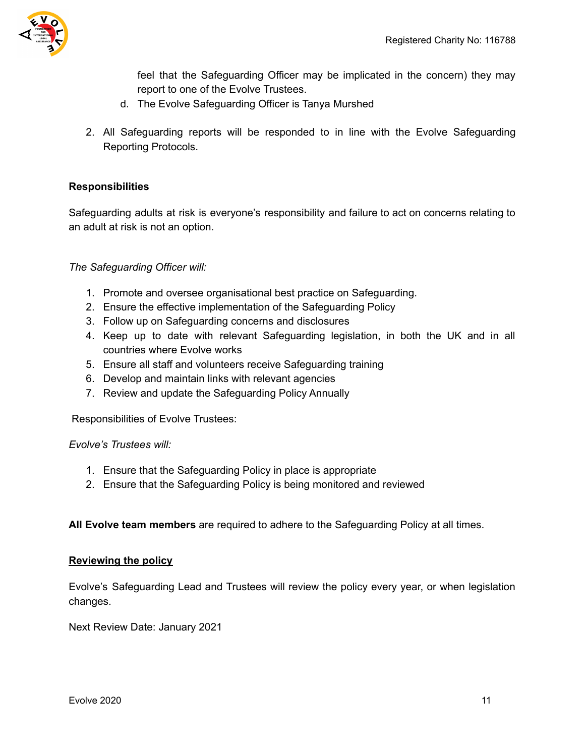feel that the Safeguarding Officer may be implicated in the concern) they may report to one of the Evolve Trustees.

   d. The Evolve Safeguarding Officer is Tanya Murshed

2. All Safeguarding reports will be responded to in line with the Evolve Safeguarding Reporting Protocols.

**Responsibilities**

Safeguarding adults at risk is everyone's responsibility and failure to act on concerns relating to an adult at risk is not an option.

*The Safeguarding Officer will:*

1. Promote and oversee organisational best practice on Safeguarding.
2. Ensure the effective implementation of the Safeguarding Policy
3. Follow up on Safeguarding concerns and disclosures
4. Keep up to date with relevant Safeguarding legislation, in both the UK and in all countries where Evolve works
5. Ensure all staff and volunteers receive Safeguarding training
6. Develop and maintain links with relevant agencies
7. Review and update the Safeguarding Policy Annually

Responsibilities of Evolve Trustees:

*Evolve's Trustees will:*

1. Ensure that the Safeguarding Policy in place is appropriate
2. Ensure that the Safeguarding Policy is being monitored and reviewed

**All Evolve team members** are required to adhere to the Safeguarding Policy at all times.

**Reviewing the policy**

Evolve's Safeguarding Lead and Trustees will review the policy every year, or when legislation changes.

Next Review Date: January 2021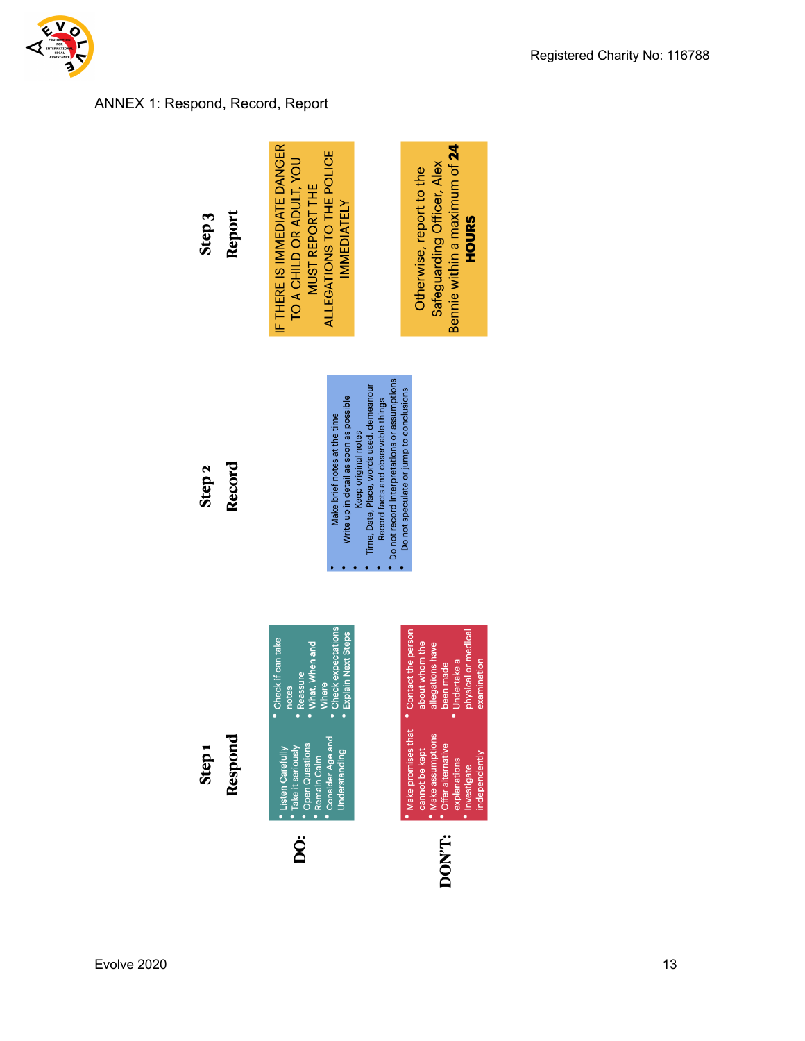# ANNEX 1: Respond, Record, Report

## Step 1 Respond

**DO:**

- Listen Carefully
- Take it seriously
- Open Questions
- Remain Calm
- Consider Age and Understanding
- Check if can take notes
- Reassure
- What, When and Where
- Check expectations
- Explain Next Steps

**DON'T:**

- Make promises that cannot be kept
- Make assumptions
- Offer alternative explanations
- Investigate independently
- Contact the person about whom the allegations have been made
- Undertake a physical or medical examination

## Step 2 Record

- Make brief notes at the time
- Write up in detail as soon as possible
- Keep original notes
- Time, Date, Place, words used, demeanour
- Record facts and observable things
- Do not record interpretations or assumptions
- Do not speculate or jump to conclusions

## Step 3 Report

IF THERE IS IMMEDIATE DANGER TO A CHILD OR ADULT, YOU MUST REPORT THE ALLEGATIONS TO THE POLICE IMMEDIATELY

Otherwise, report to the Safeguarding Officer, Alex Bennie within a maximum of **24 HOURS**